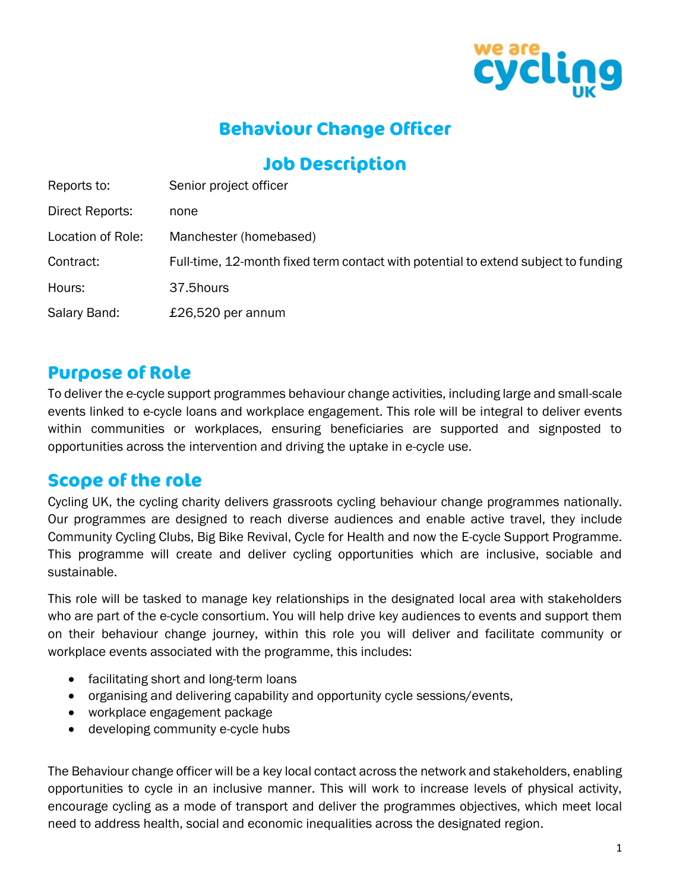# Behaviour Change Officer

## Job Description

| | |
|---|---|
| Reports to: | Senior project officer |
| Direct Reports: | none |
| Location of Role: | Manchester (homebased) |
| Contract: | Full-time, 12-month fixed term contact with potential to extend subject to funding |
| Hours: | 37.5hours |
| Salary Band: | £26,520 per annum |

## Purpose of Role

To deliver the e-cycle support programmes behaviour change activities, including large and small-scale events linked to e-cycle loans and workplace engagement. This role will be integral to deliver events within communities or workplaces, ensuring beneficiaries are supported and signposted to opportunities across the intervention and driving the uptake in e-cycle use.

## Scope of the role

Cycling UK, the cycling charity delivers grassroots cycling behaviour change programmes nationally. Our programmes are designed to reach diverse audiences and enable active travel, they include Community Cycling Clubs, Big Bike Revival, Cycle for Health and now the E-cycle Support Programme. This programme will create and deliver cycling opportunities which are inclusive, sociable and sustainable.

This role will be tasked to manage key relationships in the designated local area with stakeholders who are part of the e-cycle consortium. You will help drive key audiences to events and support them on their behaviour change journey, within this role you will deliver and facilitate community or workplace events associated with the programme, this includes:

- facilitating short and long-term loans
- organising and delivering capability and opportunity cycle sessions/events,
- workplace engagement package
- developing community e-cycle hubs

The Behaviour change officer will be a key local contact across the network and stakeholders, enabling opportunities to cycle in an inclusive manner. This will work to increase levels of physical activity, encourage cycling as a mode of transport and deliver the programmes objectives, which meet local need to address health, social and economic inequalities across the designated region.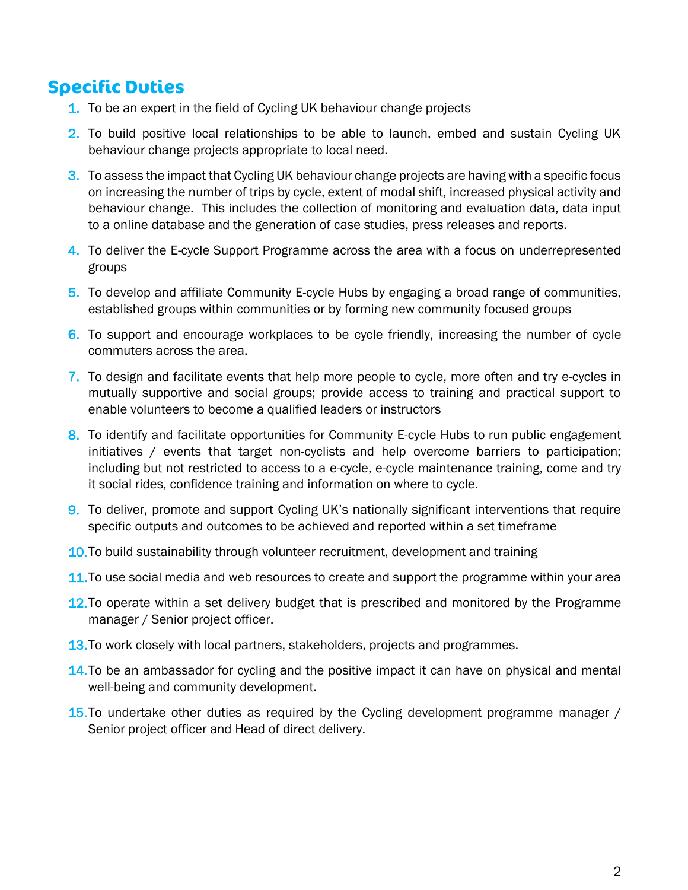## Specific Duties

1. To be an expert in the field of Cycling UK behaviour change projects
2. To build positive local relationships to be able to launch, embed and sustain Cycling UK behaviour change projects appropriate to local need.
3. To assess the impact that Cycling UK behaviour change projects are having with a specific focus on increasing the number of trips by cycle, extent of modal shift, increased physical activity and behaviour change. This includes the collection of monitoring and evaluation data, data input to a online database and the generation of case studies, press releases and reports.
4. To deliver the E-cycle Support Programme across the area with a focus on underrepresented groups
5. To develop and affiliate Community E-cycle Hubs by engaging a broad range of communities, established groups within communities or by forming new community focused groups
6. To support and encourage workplaces to be cycle friendly, increasing the number of cycle commuters across the area.
7. To design and facilitate events that help more people to cycle, more often and try e-cycles in mutually supportive and social groups; provide access to training and practical support to enable volunteers to become a qualified leaders or instructors
8. To identify and facilitate opportunities for Community E-cycle Hubs to run public engagement initiatives / events that target non-cyclists and help overcome barriers to participation; including but not restricted to access to a e-cycle, e-cycle maintenance training, come and try it social rides, confidence training and information on where to cycle.
9. To deliver, promote and support Cycling UK's nationally significant interventions that require specific outputs and outcomes to be achieved and reported within a set timeframe
10. To build sustainability through volunteer recruitment, development and training
11. To use social media and web resources to create and support the programme within your area
12. To operate within a set delivery budget that is prescribed and monitored by the Programme manager / Senior project officer.
13. To work closely with local partners, stakeholders, projects and programmes.
14. To be an ambassador for cycling and the positive impact it can have on physical and mental well-being and community development.
15. To undertake other duties as required by the Cycling development programme manager / Senior project officer and Head of direct delivery.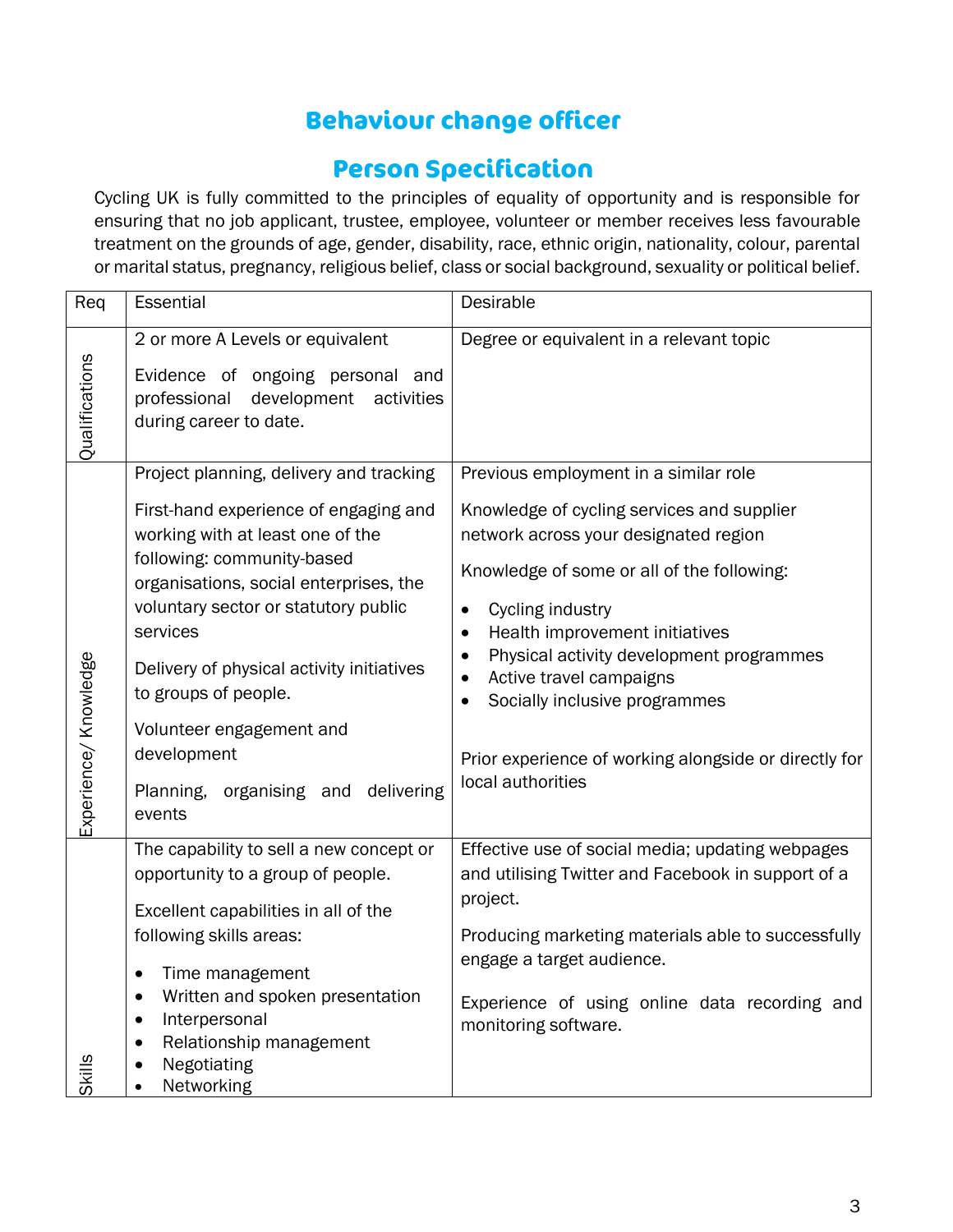# Behaviour change officer

## Person Specification

Cycling UK is fully committed to the principles of equality of opportunity and is responsible for ensuring that no job applicant, trustee, employee, volunteer or member receives less favourable treatment on the grounds of age, gender, disability, race, ethnic origin, nationality, colour, parental or marital status, pregnancy, religious belief, class or social background, sexuality or political belief.

| Req | Essential | Desirable |
|---|---|---|
| Qualifications | 2 or more A Levels or equivalent<br><br>Evidence of ongoing personal and professional development activities during career to date. | Degree or equivalent in a relevant topic |
| Experience/ Knowledge | Project planning, delivery and tracking<br><br>First-hand experience of engaging and working with at least one of the following: community-based organisations, social enterprises, the voluntary sector or statutory public services<br><br>Delivery of physical activity initiatives to groups of people.<br><br>Volunteer engagement and development<br><br>Planning, organising and delivering events | Previous employment in a similar role<br><br>Knowledge of cycling services and supplier network across your designated region<br><br>Knowledge of some or all of the following:<br>• Cycling industry<br>• Health improvement initiatives<br>• Physical activity development programmes<br>• Active travel campaigns<br>• Socially inclusive programmes<br><br>Prior experience of working alongside or directly for local authorities |
| Skills | The capability to sell a new concept or opportunity to a group of people.<br><br>Excellent capabilities in all of the following skills areas:<br>• Time management<br>• Written and spoken presentation<br>• Interpersonal<br>• Relationship management<br>• Negotiating<br>• Networking | Effective use of social media; updating webpages and utilising Twitter and Facebook in support of a project.<br><br>Producing marketing materials able to successfully engage a target audience.<br><br>Experience of using online data recording and monitoring software. |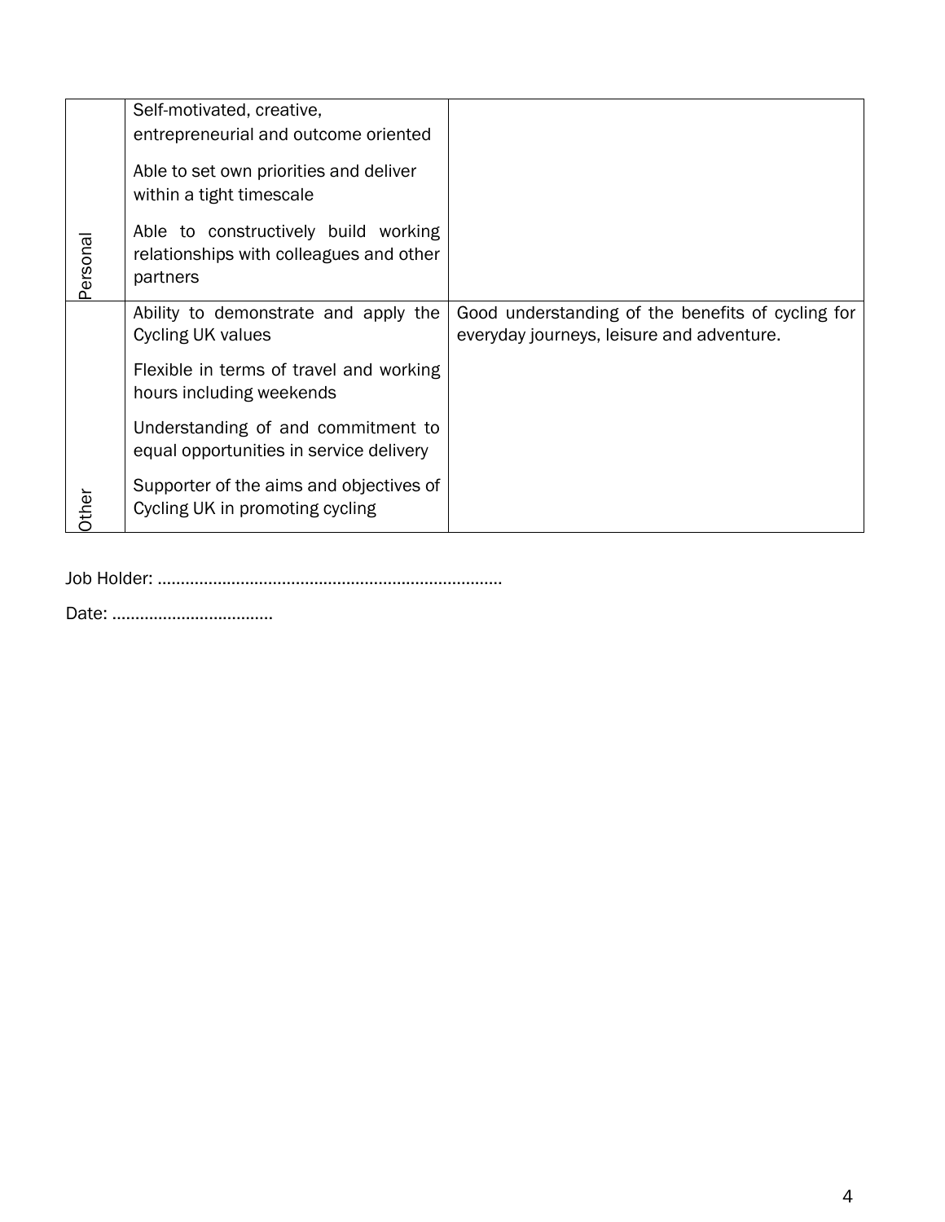| | | |
|---|---|---|
| Personal | Self-motivated, creative, entrepreneurial and outcome oriented<br><br>Able to set own priorities and deliver within a tight timescale<br><br>Able to constructively build working relationships with colleagues and other partners | |
| Other | Ability to demonstrate and apply the Cycling UK values<br><br>Flexible in terms of travel and working hours including weekends<br><br>Understanding of and commitment to equal opportunities in service delivery<br><br>Supporter of the aims and objectives of Cycling UK in promoting cycling | Good understanding of the benefits of cycling for everyday journeys, leisure and adventure. |

Job Holder: ..........................................................................

Date: ..................................